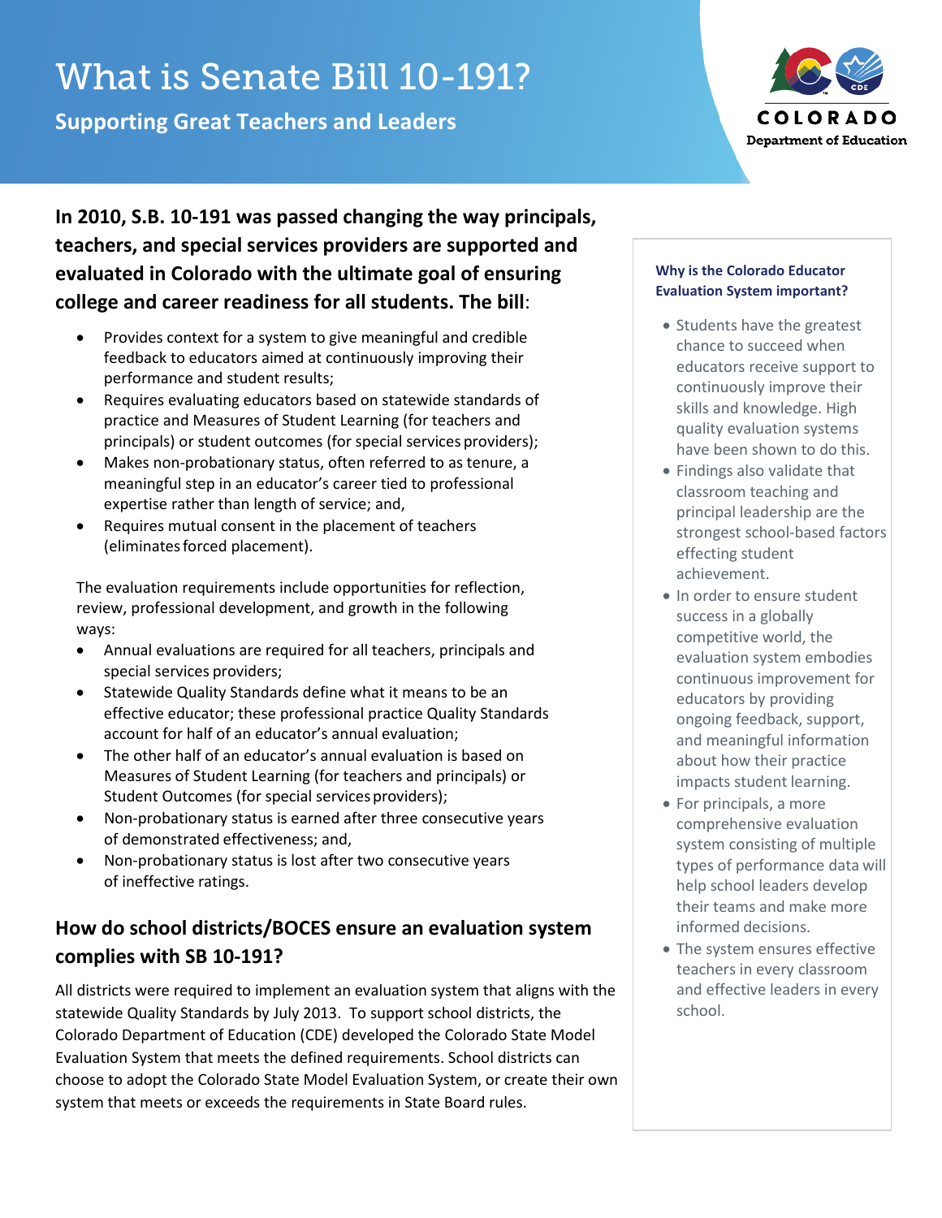# What is Senate Bill 10-191?

## Supporting Great Teachers and Leaders

COLORADO Department of Education

**In 2010, S.B. 10-191 was passed changing the way principals, teachers, and special services providers are supported and evaluated in Colorado with the ultimate goal of ensuring college and career readiness for all students. The bill**:

- Provides context for a system to give meaningful and credible feedback to educators aimed at continuously improving their performance and student results;
- Requires evaluating educators based on statewide standards of practice and Measures of Student Learning (for teachers and principals) or student outcomes (for special services providers);
- Makes non-probationary status, often referred to as tenure, a meaningful step in an educator's career tied to professional expertise rather than length of service; and,
- Requires mutual consent in the placement of teachers (eliminates forced placement).

The evaluation requirements include opportunities for reflection, review, professional development, and growth in the following ways:

- Annual evaluations are required for all teachers, principals and special services providers;
- Statewide Quality Standards define what it means to be an effective educator; these professional practice Quality Standards account for half of an educator's annual evaluation;
- The other half of an educator's annual evaluation is based on Measures of Student Learning (for teachers and principals) or Student Outcomes (for special services providers);
- Non-probationary status is earned after three consecutive years of demonstrated effectiveness; and,
- Non-probationary status is lost after two consecutive years of ineffective ratings.

## How do school districts/BOCES ensure an evaluation system complies with SB 10-191?

All districts were required to implement an evaluation system that aligns with the statewide Quality Standards by July 2013. To support school districts, the Colorado Department of Education (CDE) developed the Colorado State Model Evaluation System that meets the defined requirements. School districts can choose to adopt the Colorado State Model Evaluation System, or create their own system that meets or exceeds the requirements in State Board rules.

### Why is the Colorado Educator Evaluation System important?

- Students have the greatest chance to succeed when educators receive support to continuously improve their skills and knowledge. High quality evaluation systems have been shown to do this.
- Findings also validate that classroom teaching and principal leadership are the strongest school-based factors effecting student achievement.
- In order to ensure student success in a globally competitive world, the evaluation system embodies continuous improvement for educators by providing ongoing feedback, support, and meaningful information about how their practice impacts student learning.
- For principals, a more comprehensive evaluation system consisting of multiple types of performance data will help school leaders develop their teams and make more informed decisions.
- The system ensures effective teachers in every classroom and effective leaders in every school.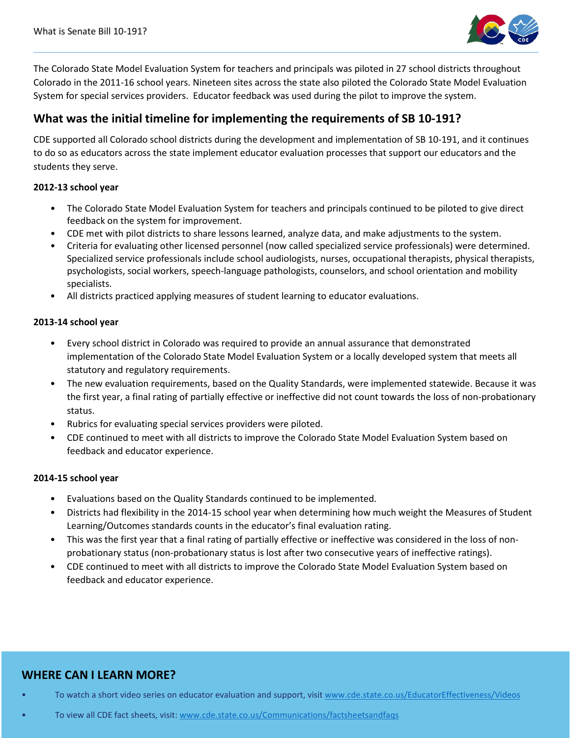The Colorado State Model Evaluation System for teachers and principals was piloted in 27 school districts throughout Colorado in the 2011-16 school years. Nineteen sites across the state also piloted the Colorado State Model Evaluation System for special services providers. Educator feedback was used during the pilot to improve the system.

## What was the initial timeline for implementing the requirements of SB 10-191?

CDE supported all Colorado school districts during the development and implementation of SB 10-191, and it continues to do so as educators across the state implement educator evaluation processes that support our educators and the students they serve.

**2012-13 school year**

- The Colorado State Model Evaluation System for teachers and principals continued to be piloted to give direct feedback on the system for improvement.
- CDE met with pilot districts to share lessons learned, analyze data, and make adjustments to the system.
- Criteria for evaluating other licensed personnel (now called specialized service professionals) were determined. Specialized service professionals include school audiologists, nurses, occupational therapists, physical therapists, psychologists, social workers, speech-language pathologists, counselors, and school orientation and mobility specialists.
- All districts practiced applying measures of student learning to educator evaluations.

**2013-14 school year**

- Every school district in Colorado was required to provide an annual assurance that demonstrated implementation of the Colorado State Model Evaluation System or a locally developed system that meets all statutory and regulatory requirements.
- The new evaluation requirements, based on the Quality Standards, were implemented statewide. Because it was the first year, a final rating of partially effective or ineffective did not count towards the loss of non-probationary status.
- Rubrics for evaluating special services providers were piloted.
- CDE continued to meet with all districts to improve the Colorado State Model Evaluation System based on feedback and educator experience.

**2014-15 school year**

- Evaluations based on the Quality Standards continued to be implemented.
- Districts had flexibility in the 2014-15 school year when determining how much weight the Measures of Student Learning/Outcomes standards counts in the educator's final evaluation rating.
- This was the first year that a final rating of partially effective or ineffective was considered in the loss of non-probationary status (non-probationary status is lost after two consecutive years of ineffective ratings).
- CDE continued to meet with all districts to improve the Colorado State Model Evaluation System based on feedback and educator experience.

## WHERE CAN I LEARN MORE?

- To watch a short video series on educator evaluation and support, visit [www.cde.state.co.us/EducatorEffectiveness/Videos](www.cde.state.co.us/EducatorEffectiveness/Videos)
- To view all CDE fact sheets, visit: [www.cde.state.co.us/Communications/factsheetsandfaqs](www.cde.state.co.us/Communications/factsheetsandfaqs)